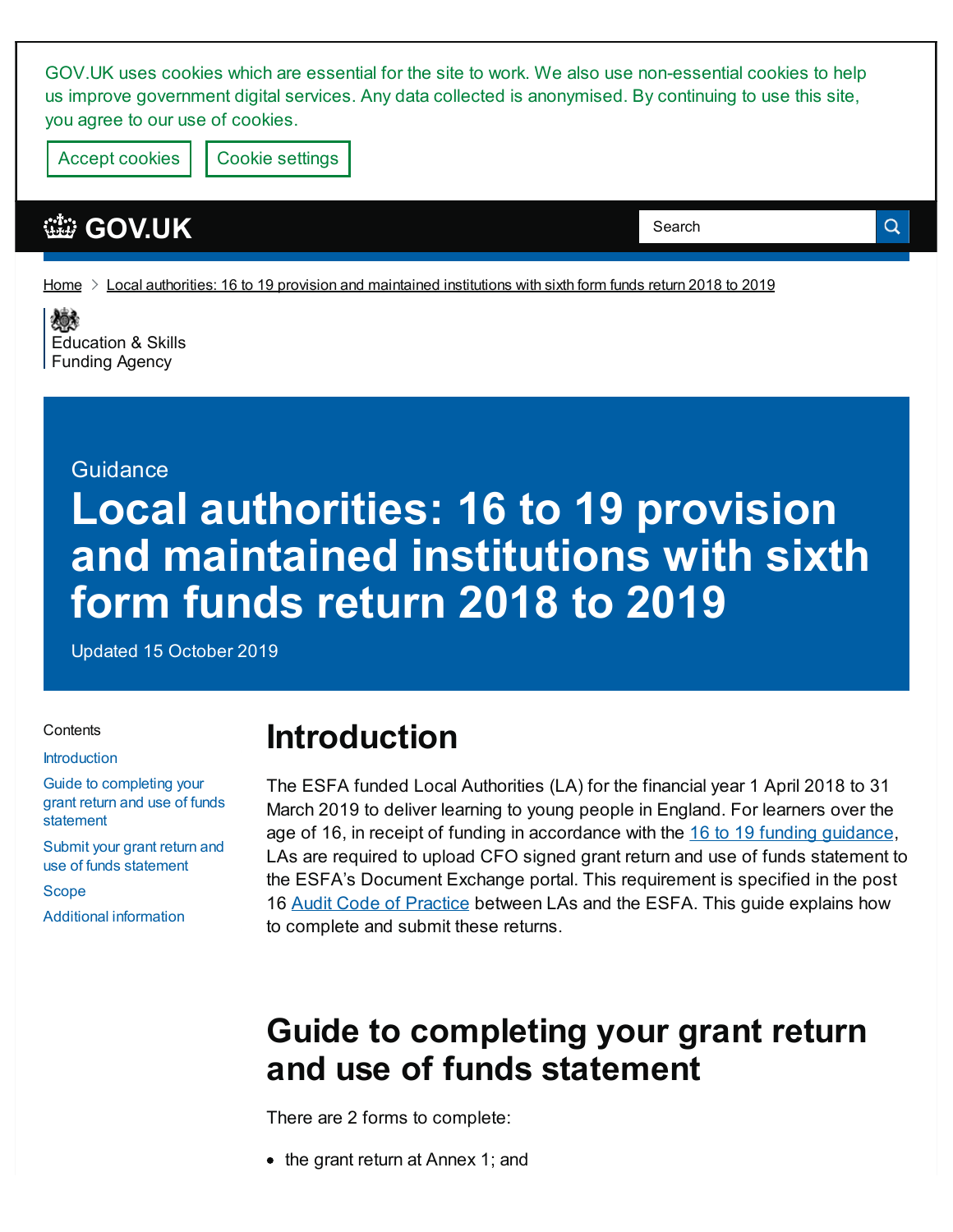GOV.UK uses cookies which are essential for the site to work. We also use non-essential cookies to help us improve government digital services. Any data collected is anonymised. By continuing to use this site, you agree to our use of cookies.

Accept cookies    Cookie settings

GOV.UK

Home > Local authorities: 16 to 19 provision and maintained institutions with sixth form funds return 2018 to 2019

Education & Skills Funding Agency

Guidance

# Local authorities: 16 to 19 provision and maintained institutions with sixth form funds return 2018 to 2019

Updated 15 October 2019

Contents

- Introduction
- Guide to completing your grant return and use of funds statement
- Submit your grant return and use of funds statement
- Scope
- Additional information

## Introduction

The ESFA funded Local Authorities (LA) for the financial year 1 April 2018 to 31 March 2019 to deliver learning to young people in England. For learners over the age of 16, in receipt of funding in accordance with the 16 to 19 funding guidance, LAs are required to upload CFO signed grant return and use of funds statement to the ESFA's Document Exchange portal. This requirement is specified in the post 16 Audit Code of Practice between LAs and the ESFA. This guide explains how to complete and submit these returns.

## Guide to completing your grant return and use of funds statement

There are 2 forms to complete:

- the grant return at Annex 1; and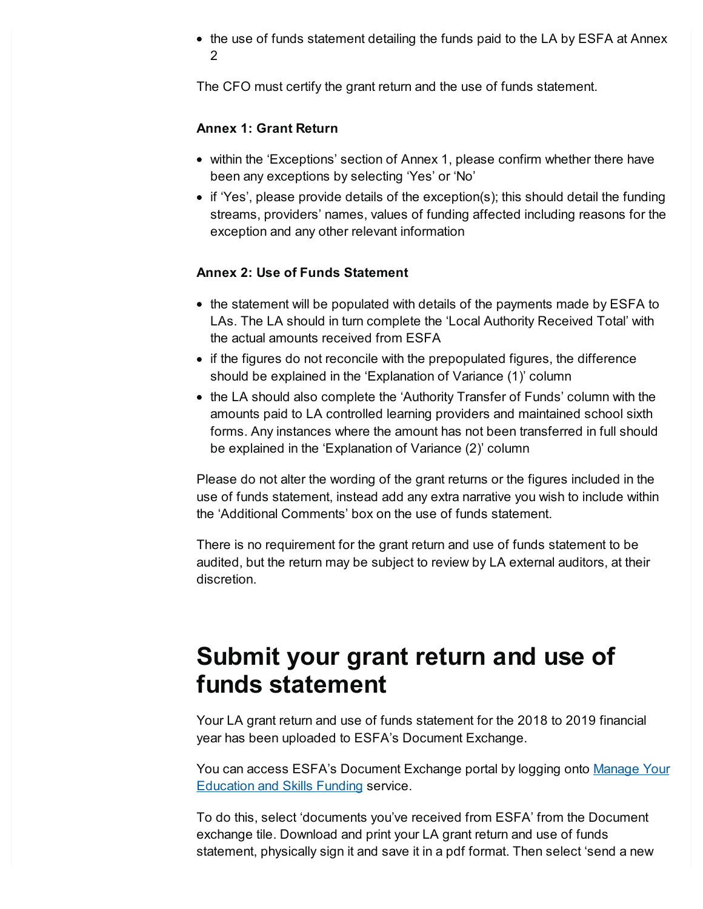- the use of funds statement detailing the funds paid to the LA by ESFA at Annex 2

The CFO must certify the grant return and the use of funds statement.

**Annex 1: Grant Return**

- within the 'Exceptions' section of Annex 1, please confirm whether there have been any exceptions by selecting 'Yes' or 'No'
- if 'Yes', please provide details of the exception(s); this should detail the funding streams, providers' names, values of funding affected including reasons for the exception and any other relevant information

**Annex 2: Use of Funds Statement**

- the statement will be populated with details of the payments made by ESFA to LAs. The LA should in turn complete the 'Local Authority Received Total' with the actual amounts received from ESFA
- if the figures do not reconcile with the prepopulated figures, the difference should be explained in the 'Explanation of Variance (1)' column
- the LA should also complete the 'Authority Transfer of Funds' column with the amounts paid to LA controlled learning providers and maintained school sixth forms. Any instances where the amount has not been transferred in full should be explained in the 'Explanation of Variance (2)' column

Please do not alter the wording of the grant returns or the figures included in the use of funds statement, instead add any extra narrative you wish to include within the 'Additional Comments' box on the use of funds statement.

There is no requirement for the grant return and use of funds statement to be audited, but the return may be subject to review by LA external auditors, at their discretion.

# Submit your grant return and use of funds statement

Your LA grant return and use of funds statement for the 2018 to 2019 financial year has been uploaded to ESFA's Document Exchange.

You can access ESFA's Document Exchange portal by logging onto Manage Your Education and Skills Funding service.

To do this, select 'documents you've received from ESFA' from the Document exchange tile. Download and print your LA grant return and use of funds statement, physically sign it and save it in a pdf format. Then select 'send a new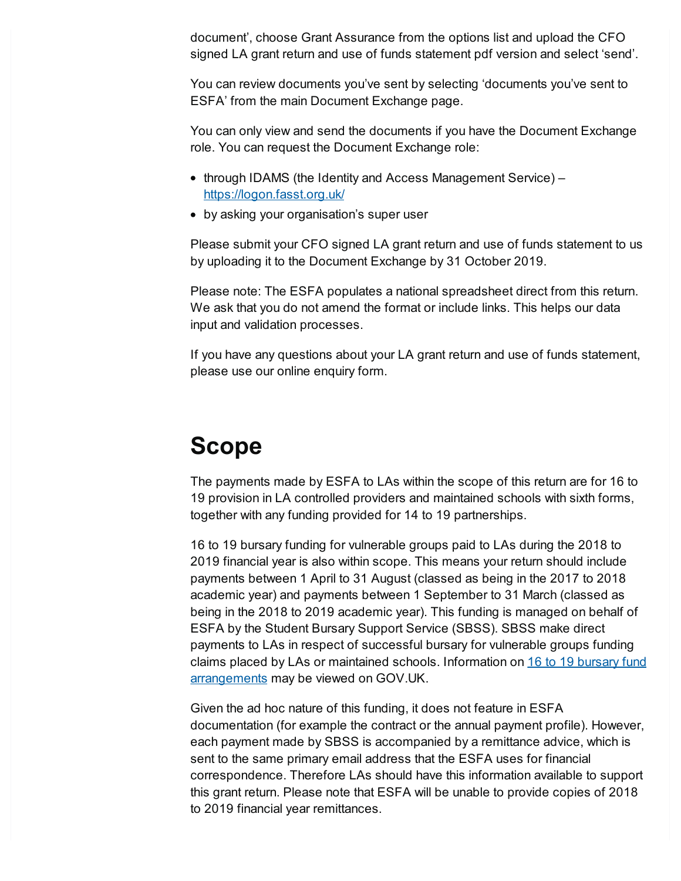document', choose Grant Assurance from the options list and upload the CFO signed LA grant return and use of funds statement pdf version and select 'send'.

You can review documents you've sent by selecting 'documents you've sent to ESFA' from the main Document Exchange page.

You can only view and send the documents if you have the Document Exchange role. You can request the Document Exchange role:

- through IDAMS (the Identity and Access Management Service) – https://logon.fasst.org.uk/
- by asking your organisation's super user

Please submit your CFO signed LA grant return and use of funds statement to us by uploading it to the Document Exchange by 31 October 2019.

Please note: The ESFA populates a national spreadsheet direct from this return. We ask that you do not amend the format or include links. This helps our data input and validation processes.

If you have any questions about your LA grant return and use of funds statement, please use our online enquiry form.

# Scope

The payments made by ESFA to LAs within the scope of this return are for 16 to 19 provision in LA controlled providers and maintained schools with sixth forms, together with any funding provided for 14 to 19 partnerships.

16 to 19 bursary funding for vulnerable groups paid to LAs during the 2018 to 2019 financial year is also within scope. This means your return should include payments between 1 April to 31 August (classed as being in the 2017 to 2018 academic year) and payments between 1 September to 31 March (classed as being in the 2018 to 2019 academic year). This funding is managed on behalf of ESFA by the Student Bursary Support Service (SBSS). SBSS make direct payments to LAs in respect of successful bursary for vulnerable groups funding claims placed by LAs or maintained schools. Information on 16 to 19 bursary fund arrangements may be viewed on GOV.UK.

Given the ad hoc nature of this funding, it does not feature in ESFA documentation (for example the contract or the annual payment profile). However, each payment made by SBSS is accompanied by a remittance advice, which is sent to the same primary email address that the ESFA uses for financial correspondence. Therefore LAs should have this information available to support this grant return. Please note that ESFA will be unable to provide copies of 2018 to 2019 financial year remittances.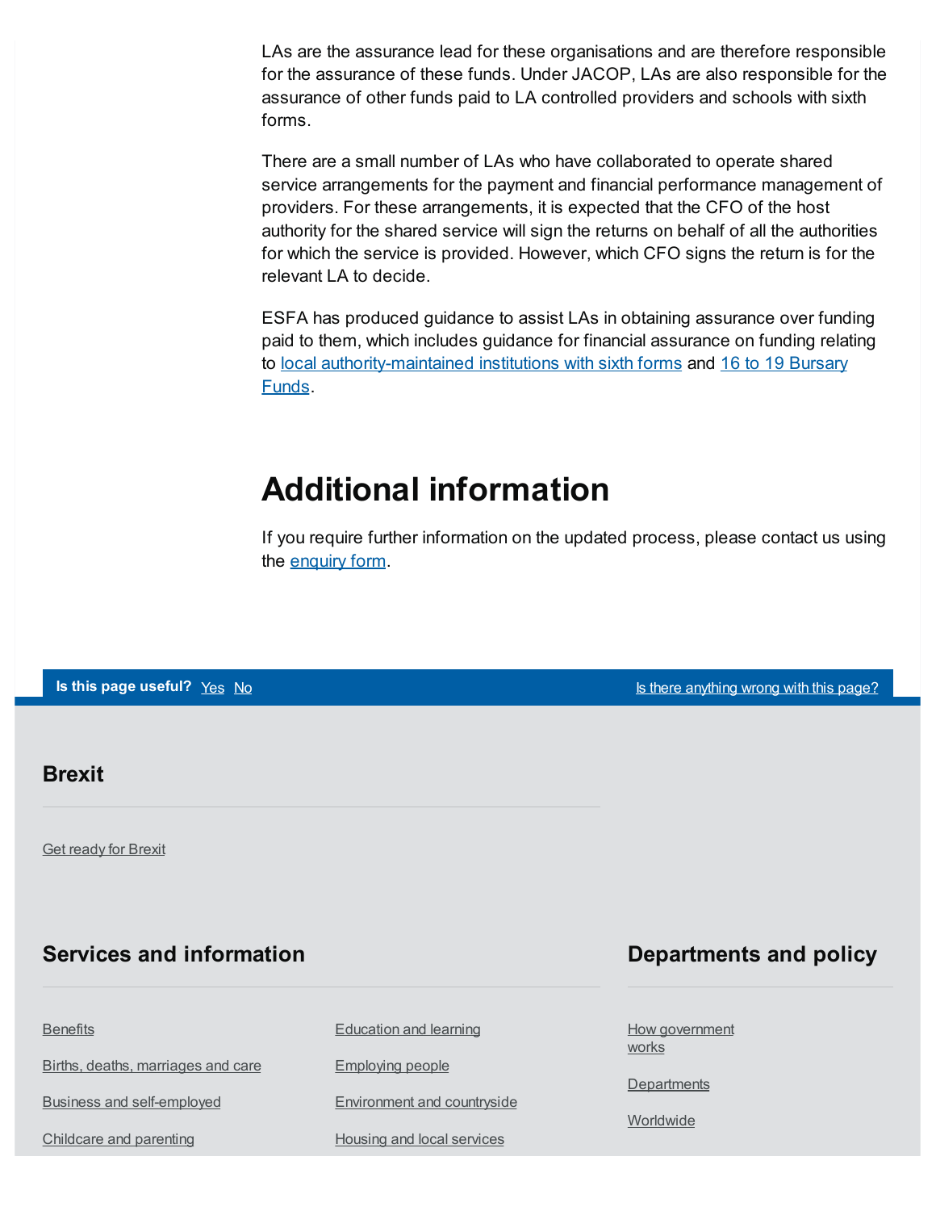LAs are the assurance lead for these organisations and are therefore responsible for the assurance of these funds. Under JACOP, LAs are also responsible for the assurance of other funds paid to LA controlled providers and schools with sixth forms.

There are a small number of LAs who have collaborated to operate shared service arrangements for the payment and financial performance management of providers. For these arrangements, it is expected that the CFO of the host authority for the shared service will sign the returns on behalf of all the authorities for which the service is provided. However, which CFO signs the return is for the relevant LA to decide.

ESFA has produced guidance to assist LAs in obtaining assurance over funding paid to them, which includes guidance for financial assurance on funding relating to local authority-maintained institutions with sixth forms and 16 to 19 Bursary Funds.

## Additional information

If you require further information on the updated process, please contact us using the enquiry form.

**Is this page useful?** Yes No

Is there anything wrong with this page?

### Brexit

Get ready for Brexit

### Services and information

Benefits

Births, deaths, marriages and care

Business and self-employed

Childcare and parenting

Education and learning

Employing people

Environment and countryside

Housing and local services

### Departments and policy

How government works

Departments

Worldwide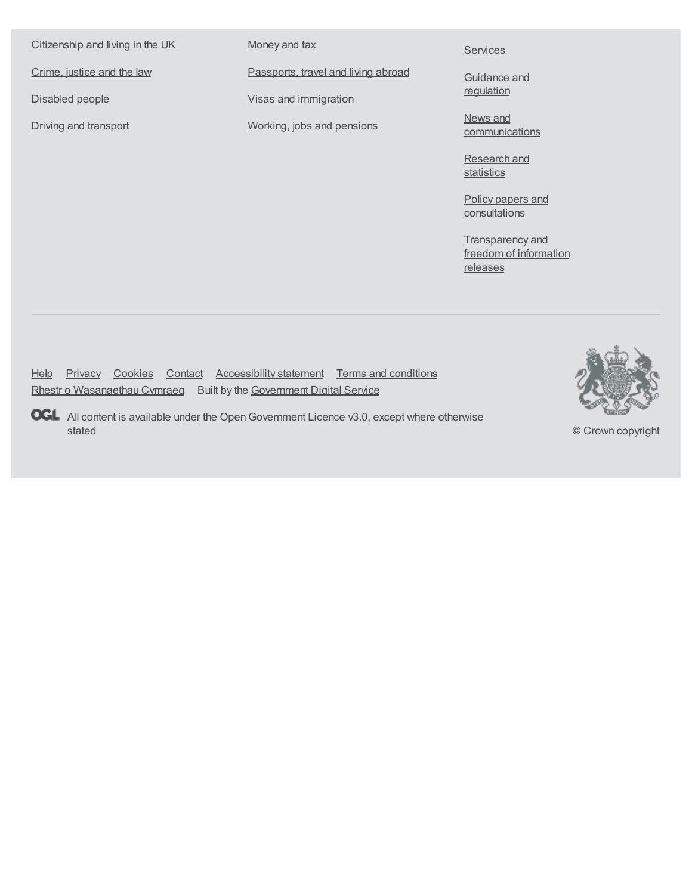Citizenship and living in the UK

Crime, justice and the law

Disabled people

Driving and transport

Money and tax

Passports, travel and living abroad

Visas and immigration

Working, jobs and pensions

Services

Guidance and regulation

News and communications

Research and statistics

Policy papers and consultations

Transparency and freedom of information releases

---

Help Privacy Cookies Contact Accessibility statement Terms and conditions
Rhestr o Wasanaethau Cymraeg Built by the Government Digital Service

OGL All content is available under the Open Government Licence v3.0, except where otherwise stated

© Crown copyright